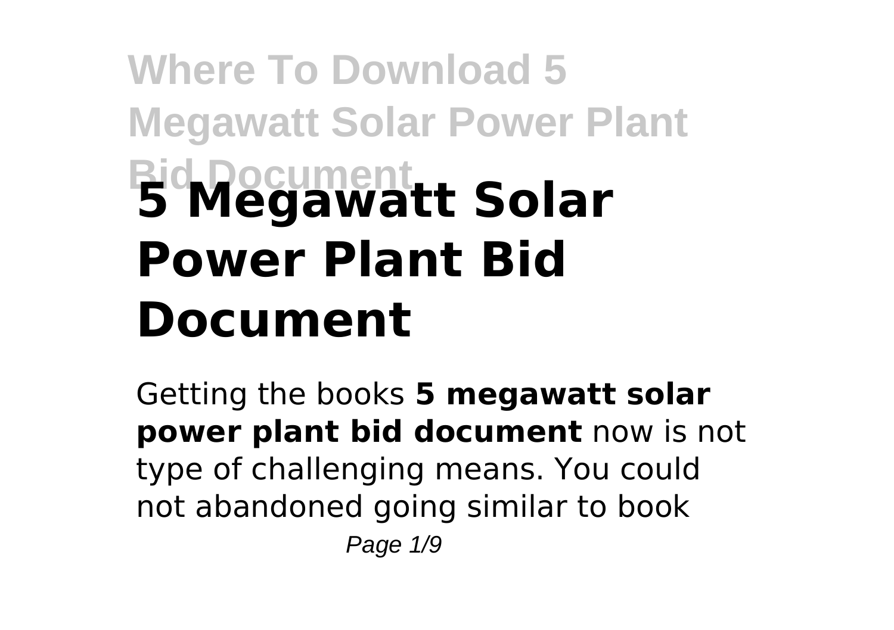# 5 Megawatt Solar Power Plant Bid Document

Getting the books **5 megawatt solar power plant bid document** now is not type of challenging means. You could not abandoned going similar to book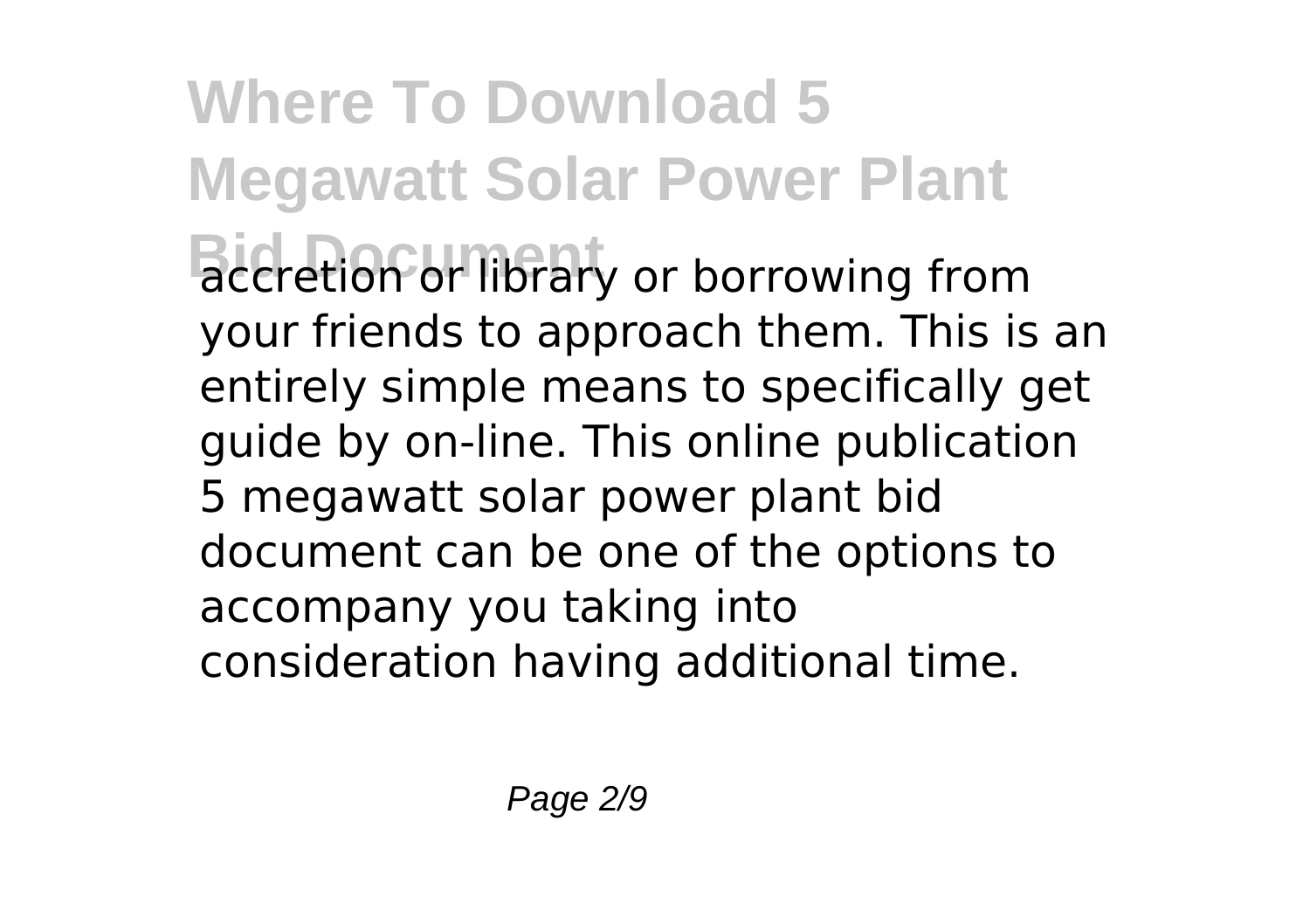accretion or library or borrowing from your friends to approach them. This is an entirely simple means to specifically get guide by on-line. This online publication 5 megawatt solar power plant bid document can be one of the options to accompany you taking into consideration having additional time.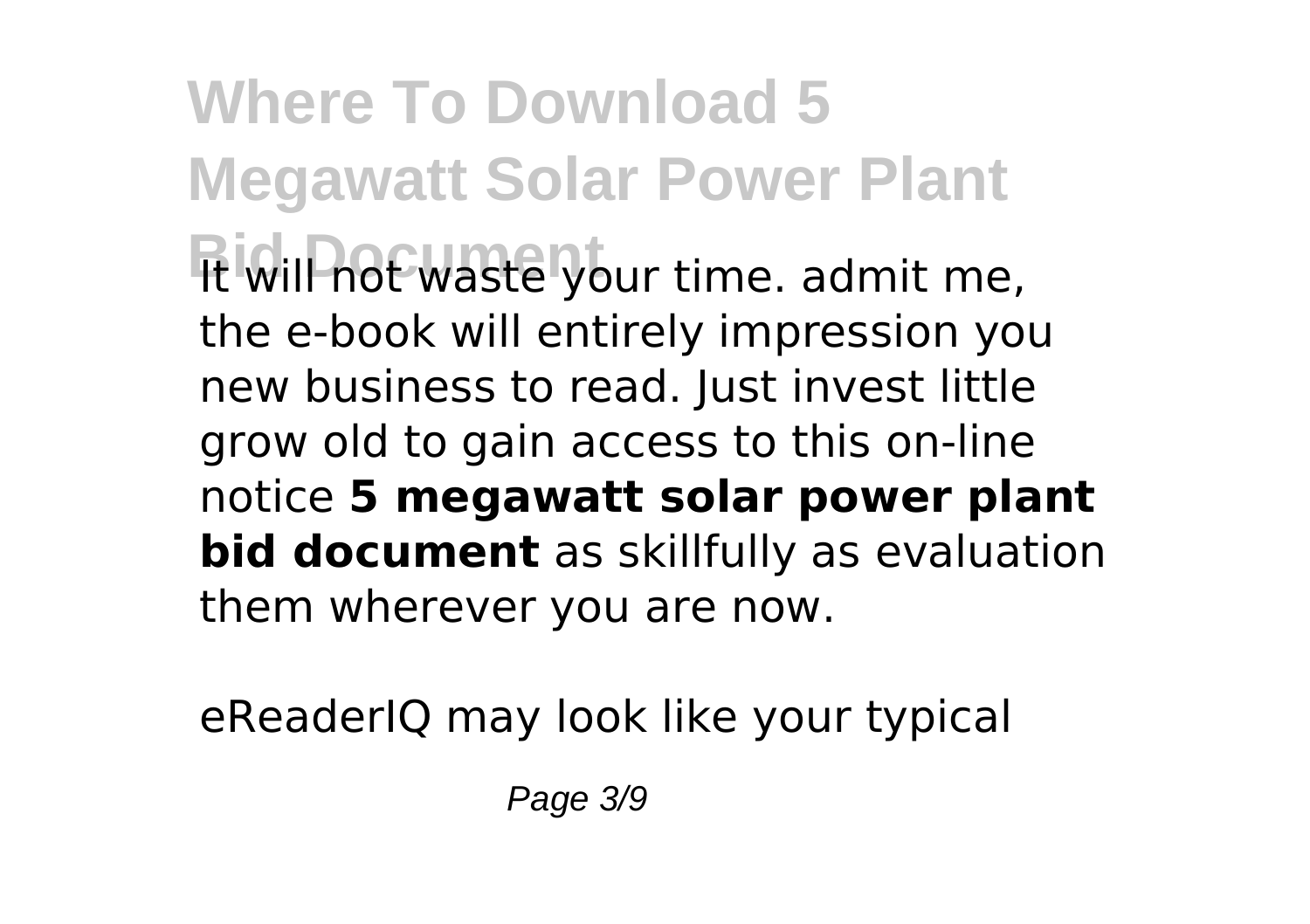It will not waste your time. admit me, the e-book will entirely impression you new business to read. Just invest little grow old to gain access to this on-line notice **5 megawatt solar power plant bid document** as skillfully as evaluation them wherever you are now.

eReaderIQ may look like your typical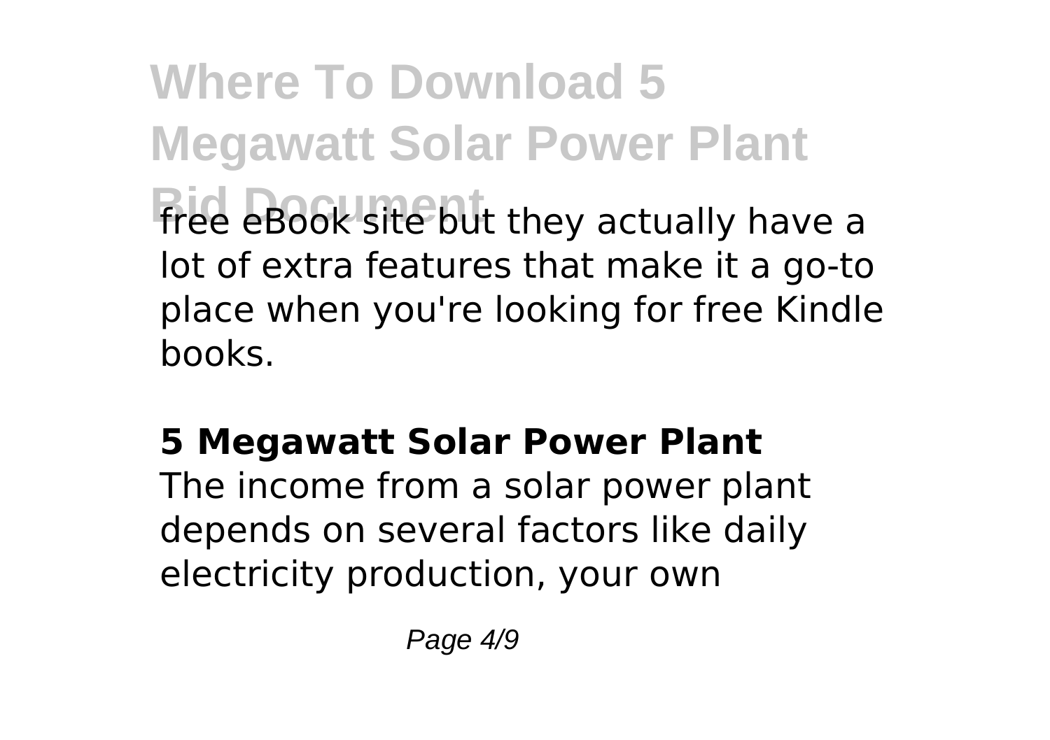free eBook site but they actually have a lot of extra features that make it a go-to place when you're looking for free Kindle books.

## 5 Megawatt Solar Power Plant

The income from a solar power plant depends on several factors like daily electricity production, your own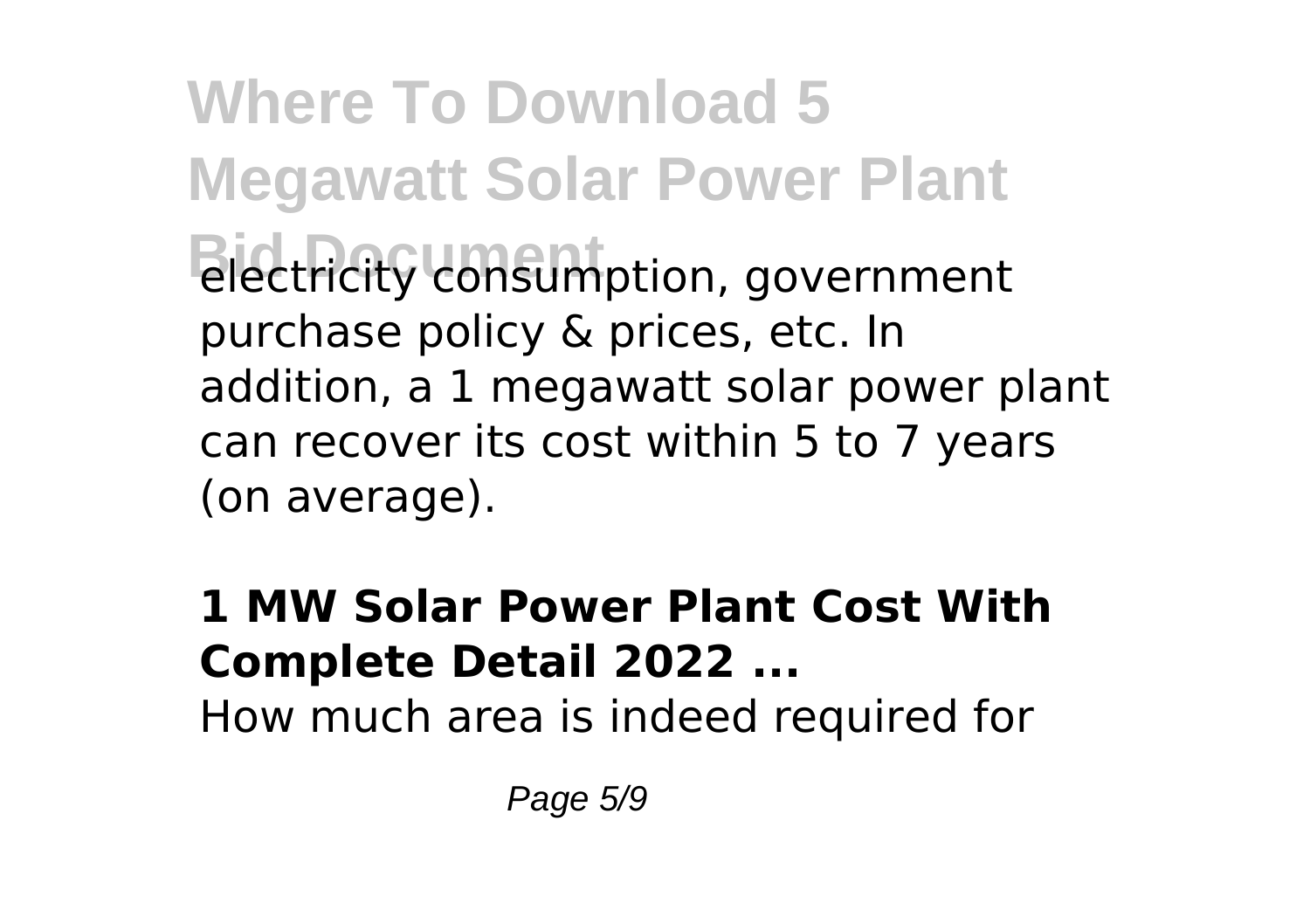electricity consumption, government purchase policy & prices, etc. In addition, a 1 megawatt solar power plant can recover its cost within 5 to 7 years (on average).

**1 MW Solar Power Plant Cost With Complete Detail 2022 ...**

How much area is indeed required for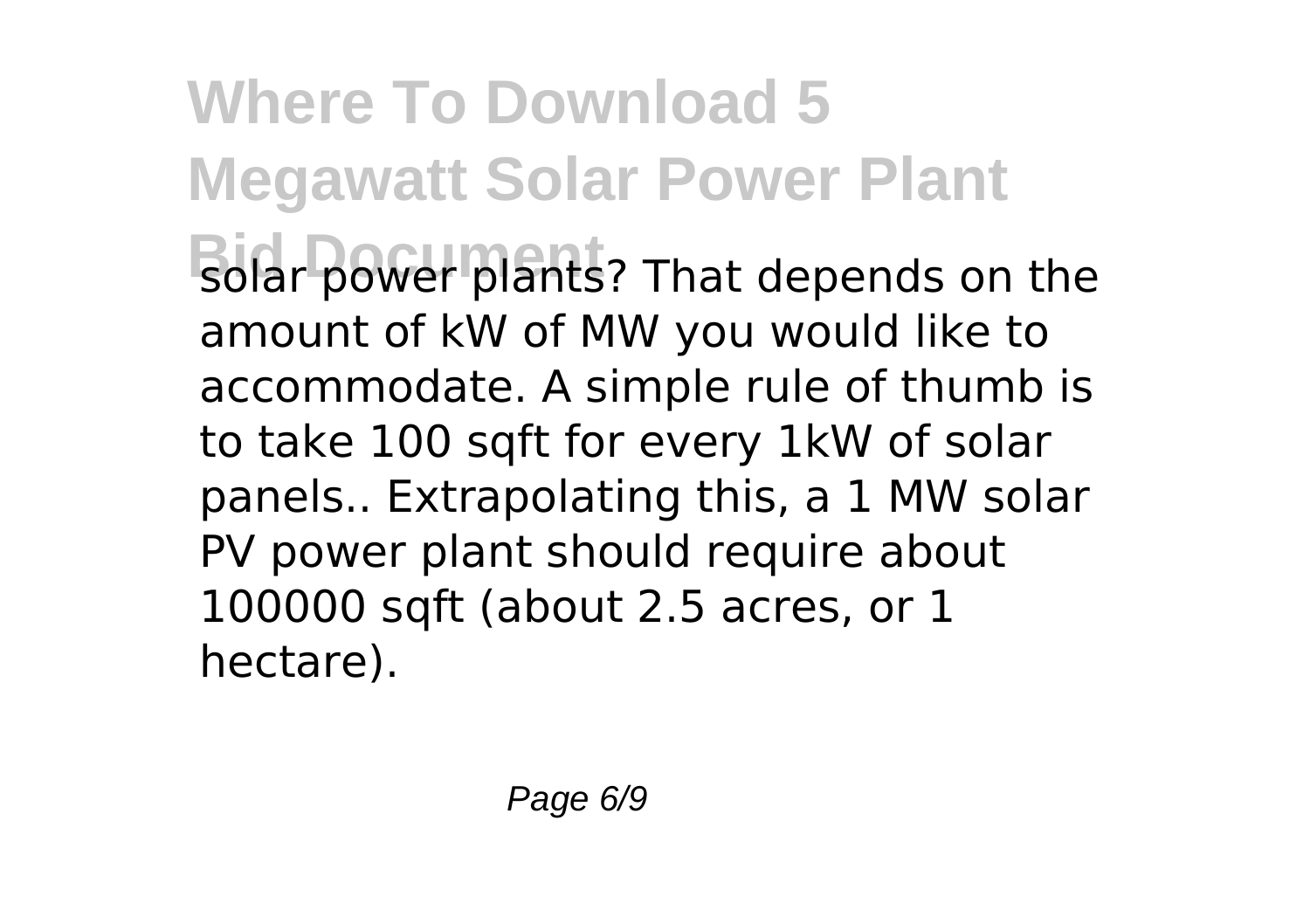solar power plants? That depends on the amount of kW of MW you would like to accommodate. A simple rule of thumb is to take 100 sqft for every 1kW of solar panels.. Extrapolating this, a 1 MW solar PV power plant should require about 100000 sqft (about 2.5 acres, or 1 hectare).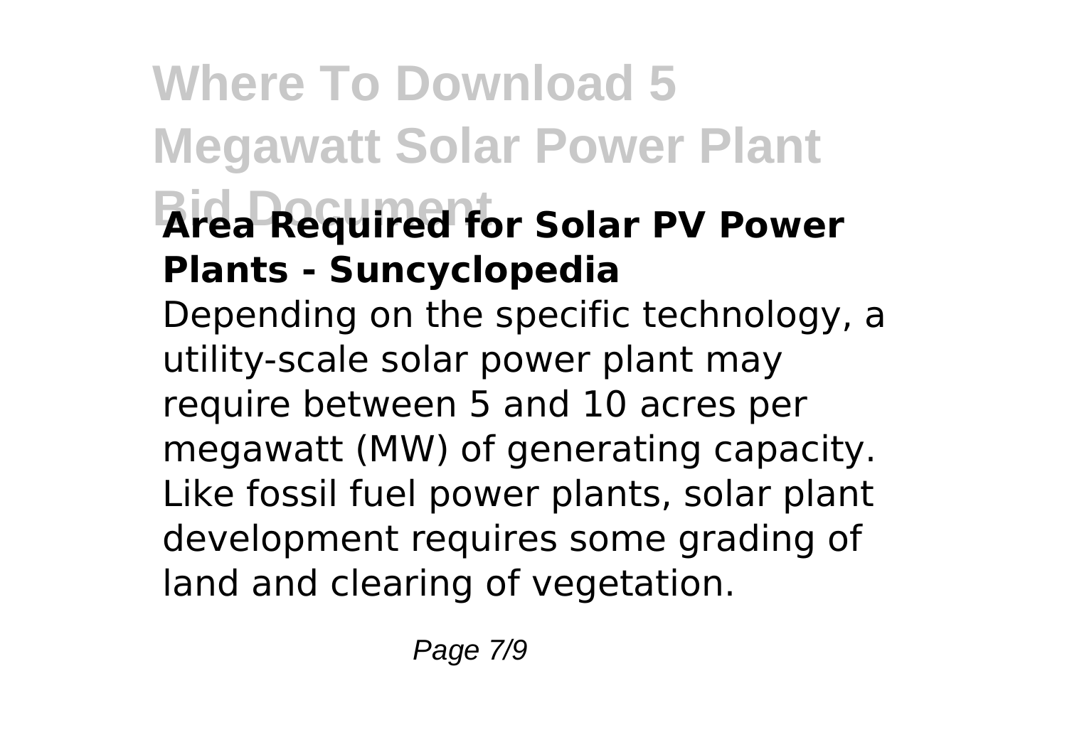### Area Required for Solar PV Power Plants - Suncyclopedia

Depending on the specific technology, a utility-scale solar power plant may require between 5 and 10 acres per megawatt (MW) of generating capacity. Like fossil fuel power plants, solar plant development requires some grading of land and clearing of vegetation.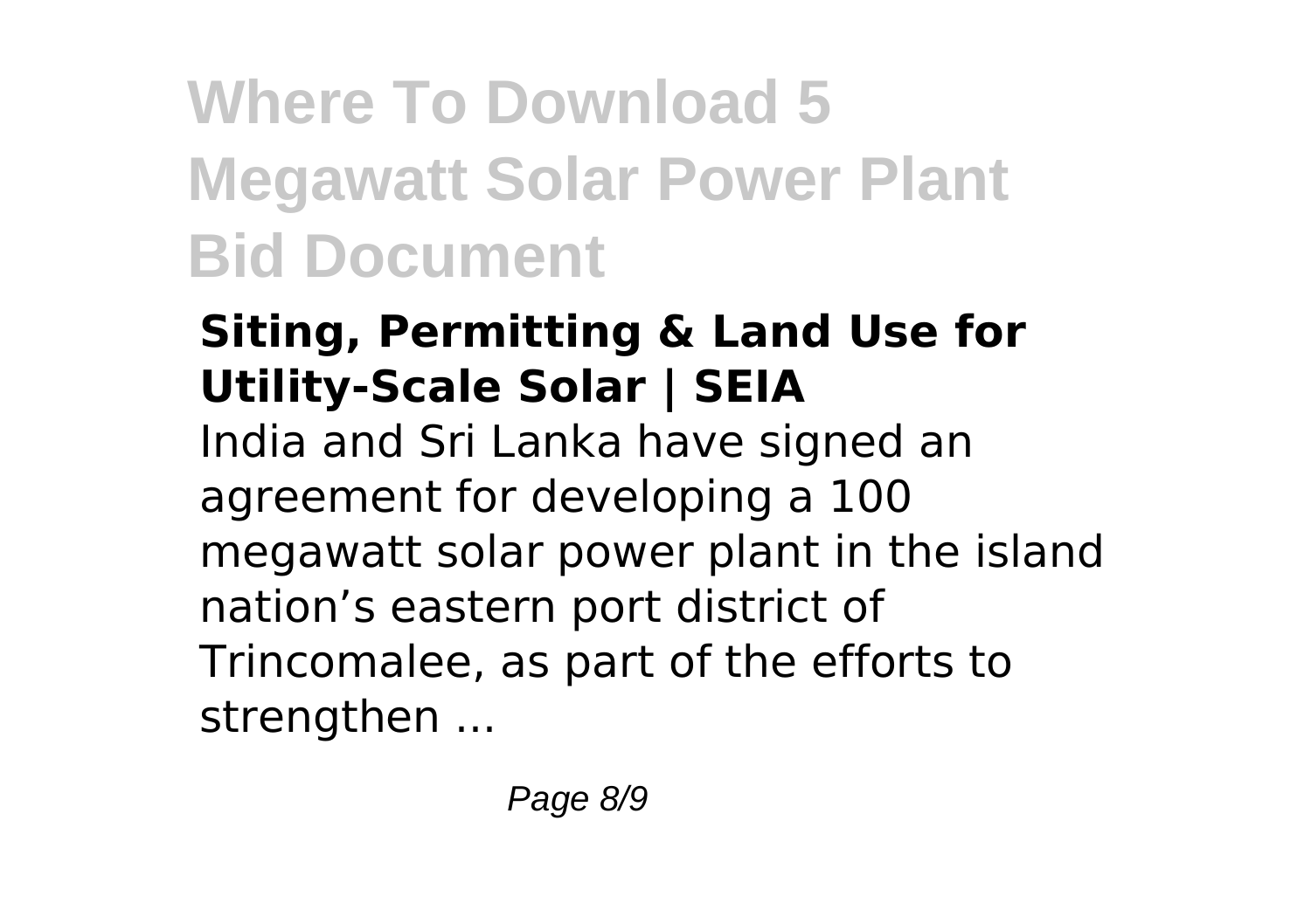# Where To Download 5 Megawatt Solar Power Plant Bid Document

**Siting, Permitting & Land Use for Utility-Scale Solar | SEIA**

India and Sri Lanka have signed an agreement for developing a 100 megawatt solar power plant in the island nation’s eastern port district of Trincomalee, as part of the efforts to strengthen ...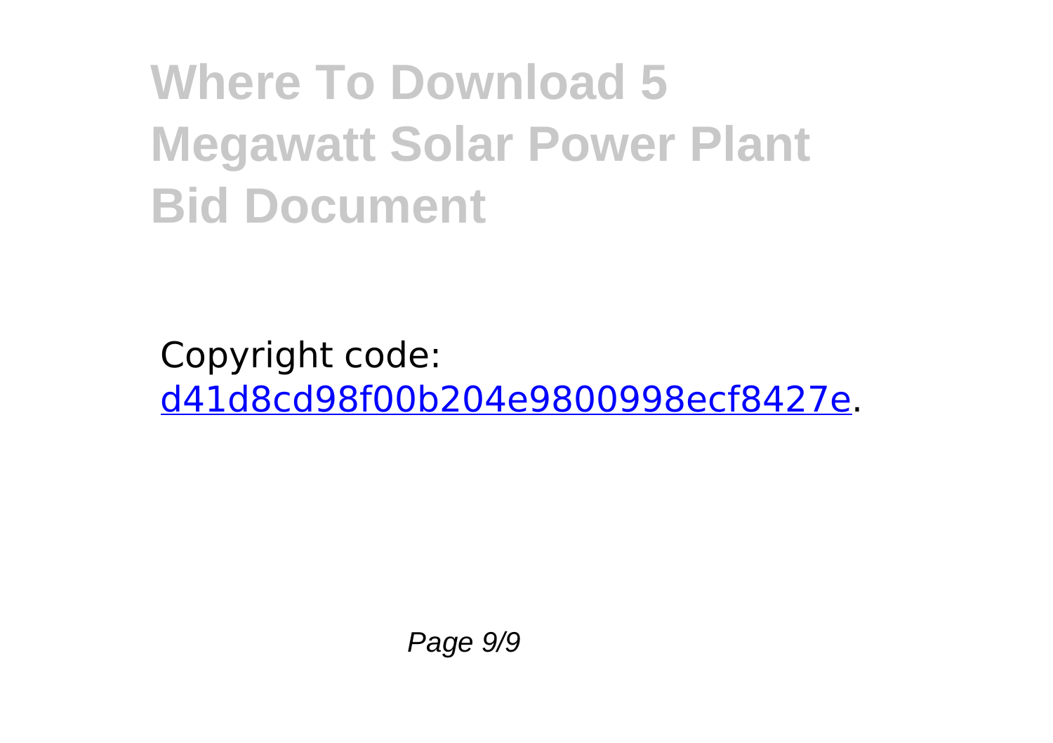Copyright code: d41d8cd98f00b204e9800998ecf8427e.